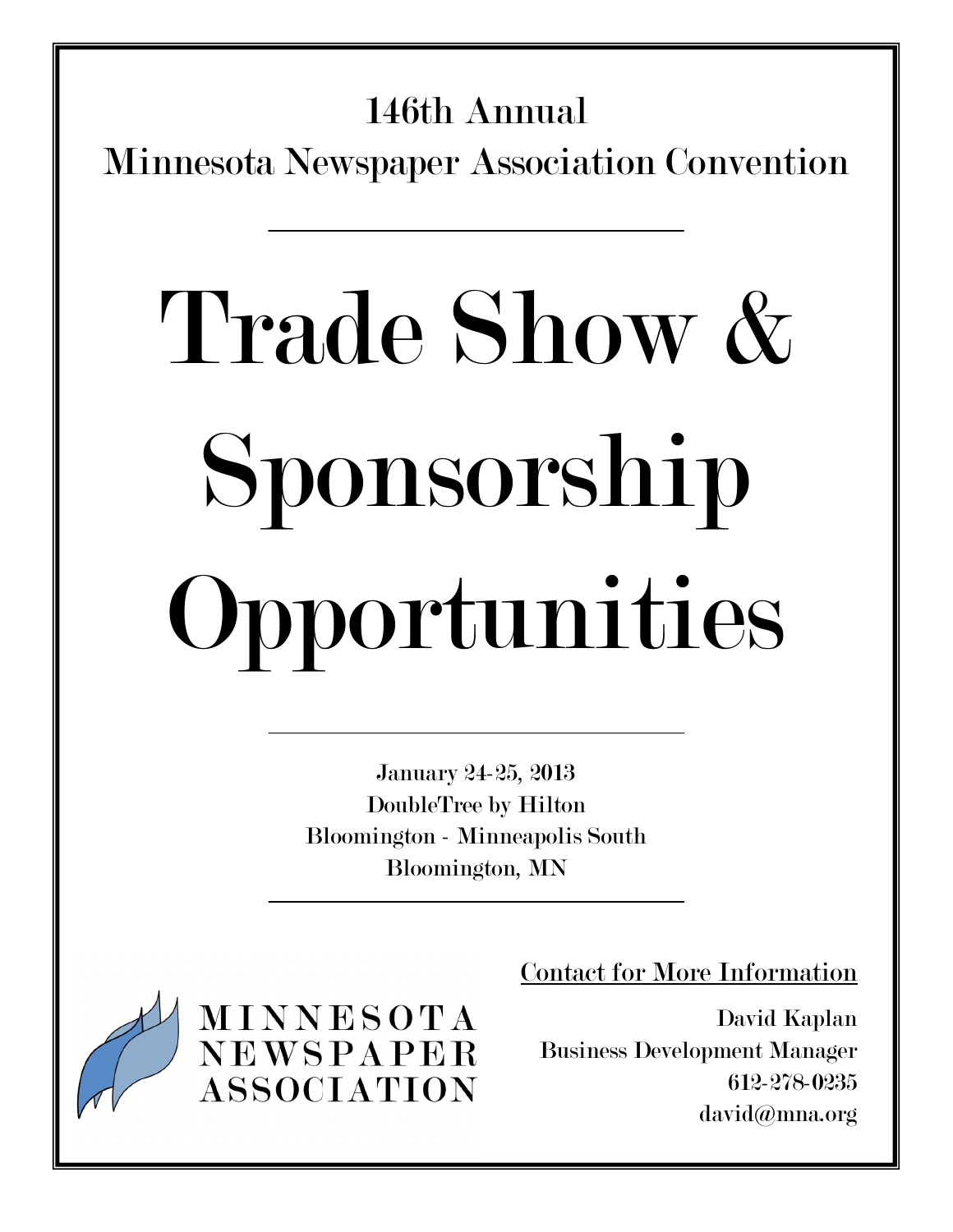146th Annual
Minnesota Newspaper Association Convention

---

# Trade Show & Sponsorship Opportunities

---

January 24-25, 2013
DoubleTree by Hilton
Bloomington - Minneapolis South
Bloomington, MN

---

MINNESOTA NEWSPAPER ASSOCIATION

Contact for More Information

David Kaplan
Business Development Manager
612-278-0235
david@mna.org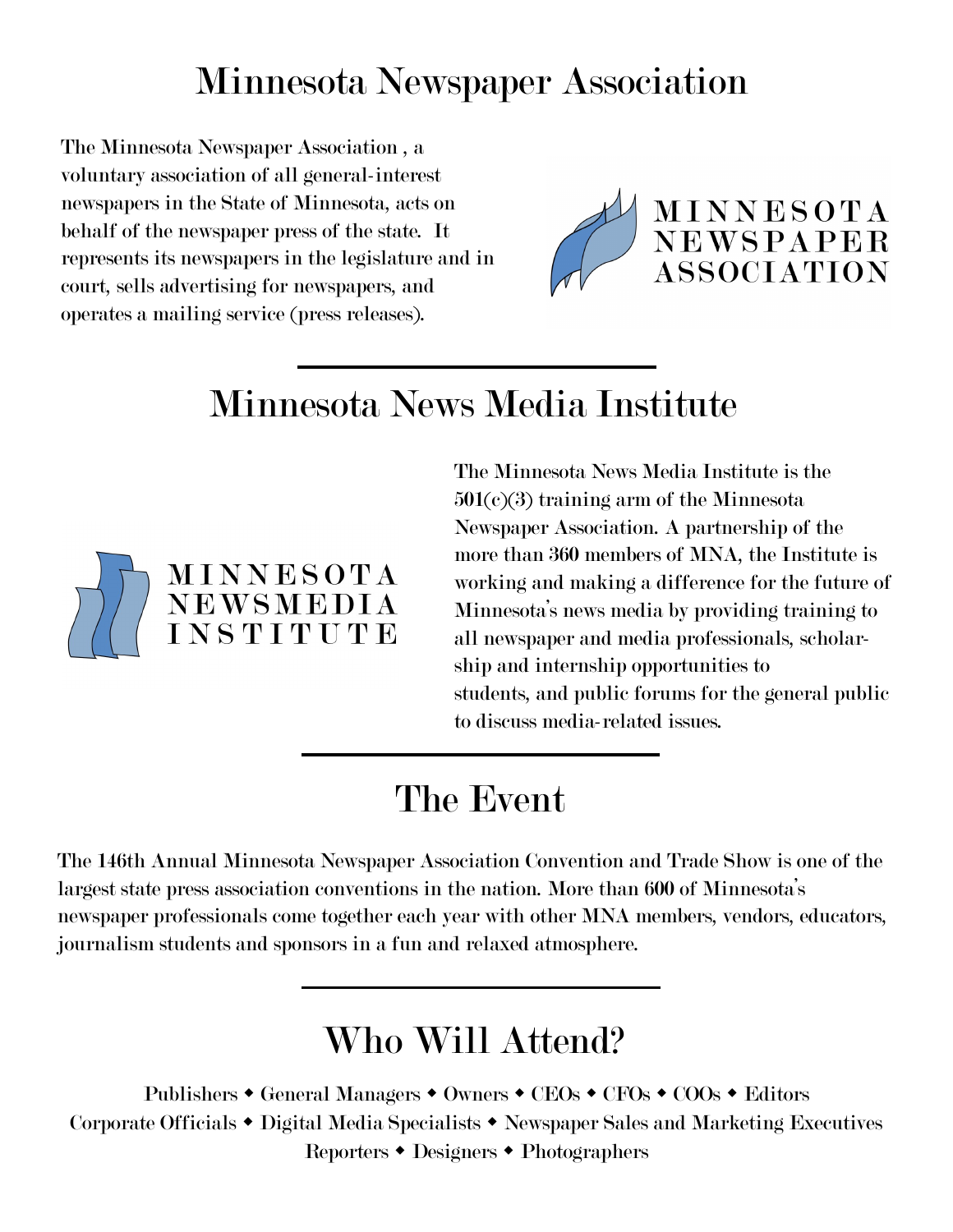# Minnesota Newspaper Association

The Minnesota Newspaper Association , a voluntary association of all general-interest newspapers in the State of Minnesota, acts on behalf of the newspaper press of the state. It represents its newspapers in the legislature and in court, sells advertising for newspapers, and operates a mailing service (press releases).

MINNESOTA NEWSPAPER ASSOCIATION

---

# Minnesota News Media Institute

MINNESOTA NEWSMEDIA INSTITUTE

The Minnesota News Media Institute is the 501(c)(3) training arm of the Minnesota Newspaper Association. A partnership of the more than 360 members of MNA, the Institute is working and making a difference for the future of Minnesota's news media by providing training to all newspaper and media professionals, scholarship and internship opportunities to students, and public forums for the general public to discuss media-related issues.

---

# The Event

The 146th Annual Minnesota Newspaper Association Convention and Trade Show is one of the largest state press association conventions in the nation. More than 600 of Minnesota's newspaper professionals come together each year with other MNA members, vendors, educators, journalism students and sponsors in a fun and relaxed atmosphere.

---

# Who Will Attend?

Publishers ◆ General Managers ◆ Owners ◆ CEOs ◆ CFOs ◆ COOs ◆ Editors
Corporate Officials ◆ Digital Media Specialists ◆ Newspaper Sales and Marketing Executives
Reporters ◆ Designers ◆ Photographers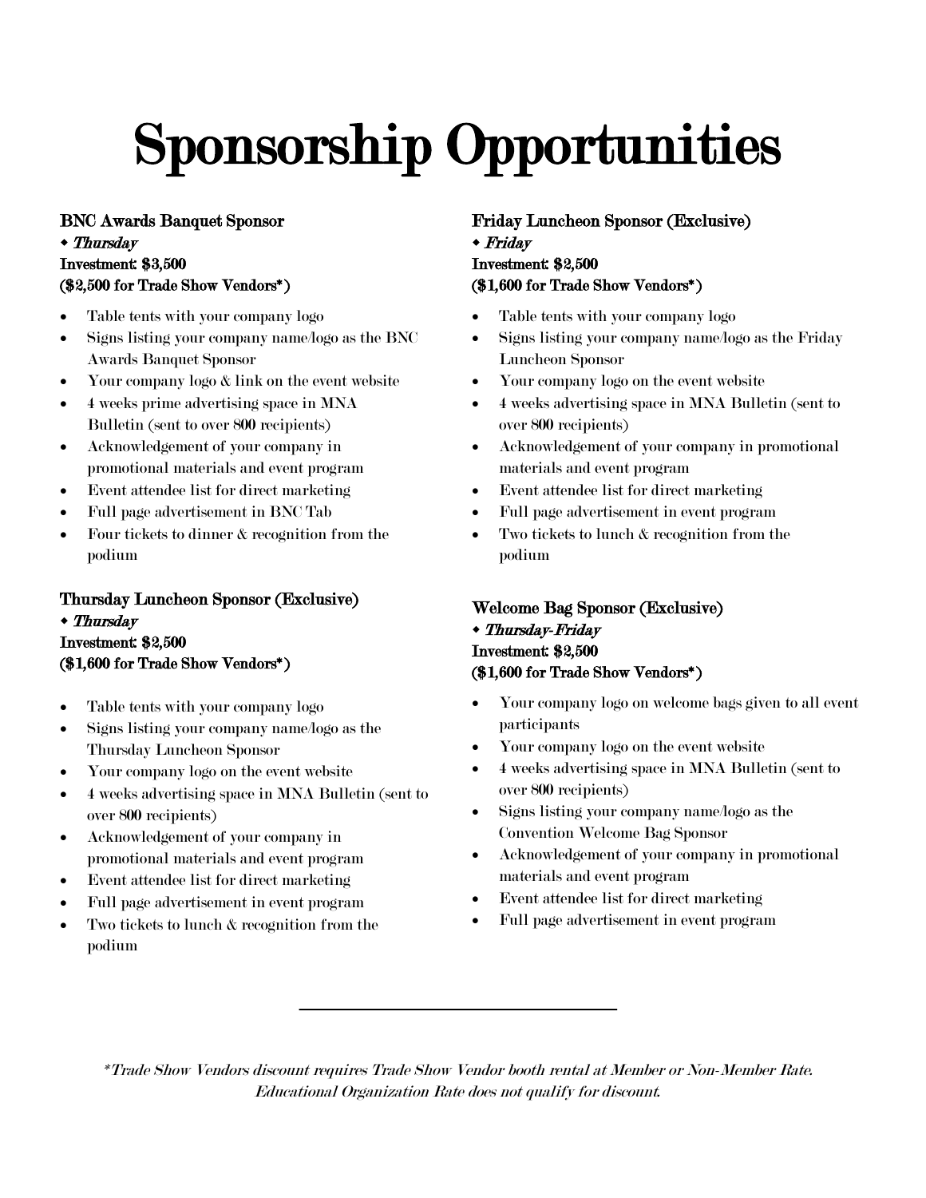# Sponsorship Opportunities

### BNC Awards Banquet Sponsor

◆ ***Thursday***

**Investment: $3,500**

**($2,500 for Trade Show Vendors*)**

- Table tents with your company logo
- Signs listing your company name/logo as the BNC Awards Banquet Sponsor
- Your company logo & link on the event website
- 4 weeks prime advertising space in MNA Bulletin (sent to over 800 recipients)
- Acknowledgement of your company in promotional materials and event program
- Event attendee list for direct marketing
- Full page advertisement in BNC Tab
- Four tickets to dinner & recognition from the podium

### Thursday Luncheon Sponsor (Exclusive)

◆ ***Thursday***

**Investment: $2,500**

**($1,600 for Trade Show Vendors*)**

- Table tents with your company logo
- Signs listing your company name/logo as the Thursday Luncheon Sponsor
- Your company logo on the event website
- 4 weeks advertising space in MNA Bulletin (sent to over 800 recipients)
- Acknowledgement of your company in promotional materials and event program
- Event attendee list for direct marketing
- Full page advertisement in event program
- Two tickets to lunch & recognition from the podium

### Friday Luncheon Sponsor (Exclusive)

◆ ***Friday***

**Investment: $2,500**

**($1,600 for Trade Show Vendors*)**

- Table tents with your company logo
- Signs listing your company name/logo as the Friday Luncheon Sponsor
- Your company logo on the event website
- 4 weeks advertising space in MNA Bulletin (sent to over 800 recipients)
- Acknowledgement of your company in promotional materials and event program
- Event attendee list for direct marketing
- Full page advertisement in event program
- Two tickets to lunch & recognition from the podium

### Welcome Bag Sponsor (Exclusive)

◆ ***Thursday-Friday***

**Investment: $2,500**

**($1,600 for Trade Show Vendors*)**

- Your company logo on welcome bags given to all event participants
- Your company logo on the event website
- 4 weeks advertising space in MNA Bulletin (sent to over 800 recipients)
- Signs listing your company name/logo as the Convention Welcome Bag Sponsor
- Acknowledgement of your company in promotional materials and event program
- Event attendee list for direct marketing
- Full page advertisement in event program

---

*\*Trade Show Vendors discount requires Trade Show Vendor booth rental at Member or Non-Member Rate. Educational Organization Rate does not qualify for discount.*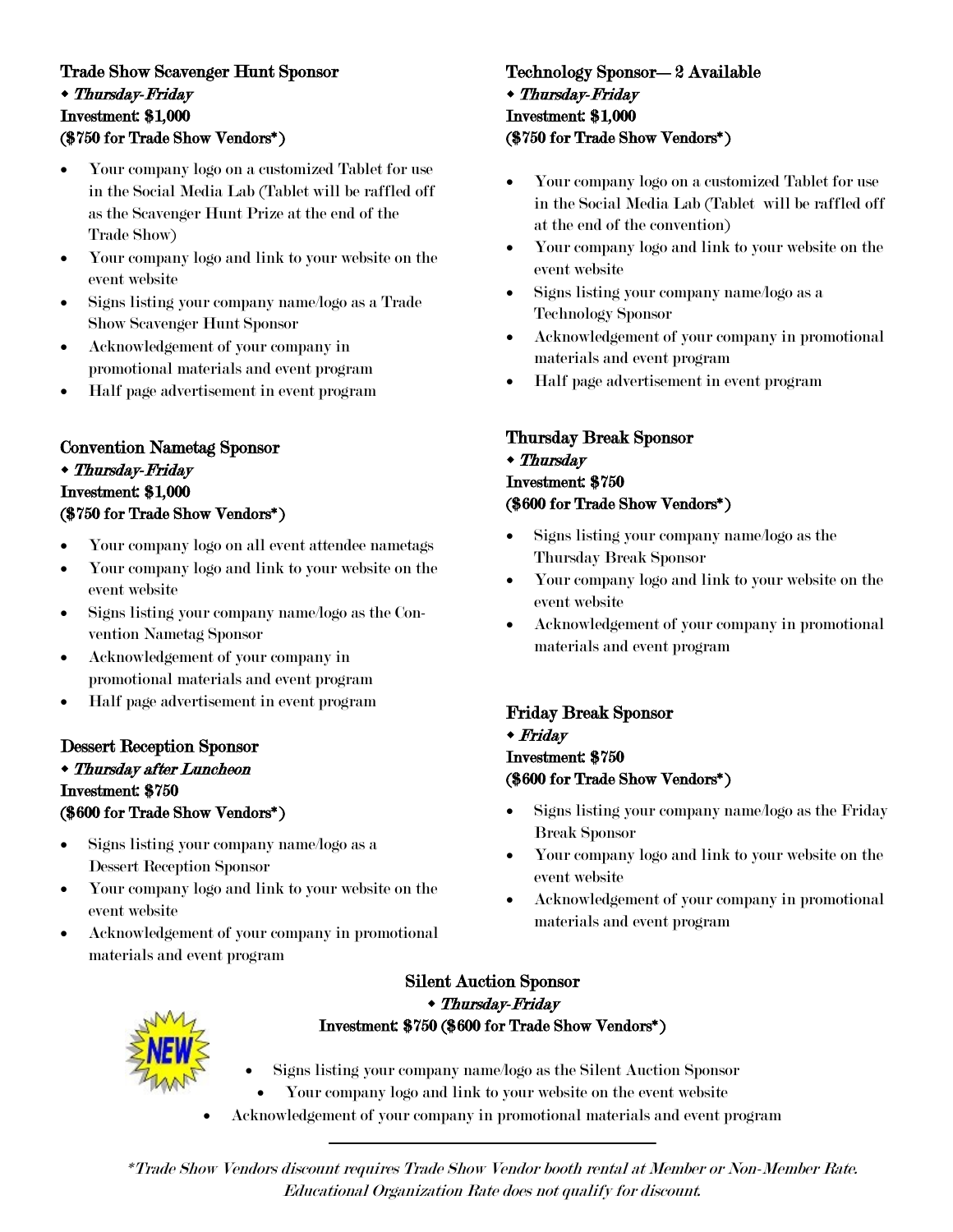### Trade Show Scavenger Hunt Sponsor

◆ ***Thursday-Friday***

**Investment: $1,000**

**($750 for Trade Show Vendors*)**

- Your company logo on a customized Tablet for use in the Social Media Lab (Tablet will be raffled off as the Scavenger Hunt Prize at the end of the Trade Show)
- Your company logo and link to your website on the event website
- Signs listing your company name/logo as a Trade Show Scavenger Hunt Sponsor
- Acknowledgement of your company in promotional materials and event program
- Half page advertisement in event program

### Convention Nametag Sponsor

◆ ***Thursday-Friday***

**Investment: $1,000**

**($750 for Trade Show Vendors*)**

- Your company logo on all event attendee nametags
- Your company logo and link to your website on the event website
- Signs listing your company name/logo as the Convention Nametag Sponsor
- Acknowledgement of your company in promotional materials and event program
- Half page advertisement in event program

### Dessert Reception Sponsor

◆ ***Thursday after Luncheon***

**Investment: $750**

**($600 for Trade Show Vendors*)**

- Signs listing your company name/logo as a Dessert Reception Sponsor
- Your company logo and link to your website on the event website
- Acknowledgement of your company in promotional materials and event program

### Technology Sponsor— 2 Available

◆ ***Thursday-Friday***

**Investment: $1,000**

**($750 for Trade Show Vendors*)**

- Your company logo on a customized Tablet for use in the Social Media Lab (Tablet will be raffled off at the end of the convention)
- Your company logo and link to your website on the event website
- Signs listing your company name/logo as a Technology Sponsor
- Acknowledgement of your company in promotional materials and event program
- Half page advertisement in event program

### Thursday Break Sponsor

◆ ***Thursday***

**Investment: $750**

**($600 for Trade Show Vendors*)**

- Signs listing your company name/logo as the Thursday Break Sponsor
- Your company logo and link to your website on the event website
- Acknowledgement of your company in promotional materials and event program

### Friday Break Sponsor

◆ ***Friday***

**Investment: $750**

**($600 for Trade Show Vendors*)**

- Signs listing your company name/logo as the Friday Break Sponsor
- Your company logo and link to your website on the event website
- Acknowledgement of your company in promotional materials and event program

### Silent Auction Sponsor

NEW

◆ ***Thursday-Friday***

**Investment: $750 ($600 for Trade Show Vendors*)**

- Signs listing your company name/logo as the Silent Auction Sponsor
- Your company logo and link to your website on the event website
- Acknowledgement of your company in promotional materials and event program

---

*\*Trade Show Vendors discount requires Trade Show Vendor booth rental at Member or Non-Member Rate. Educational Organization Rate does not qualify for discount.*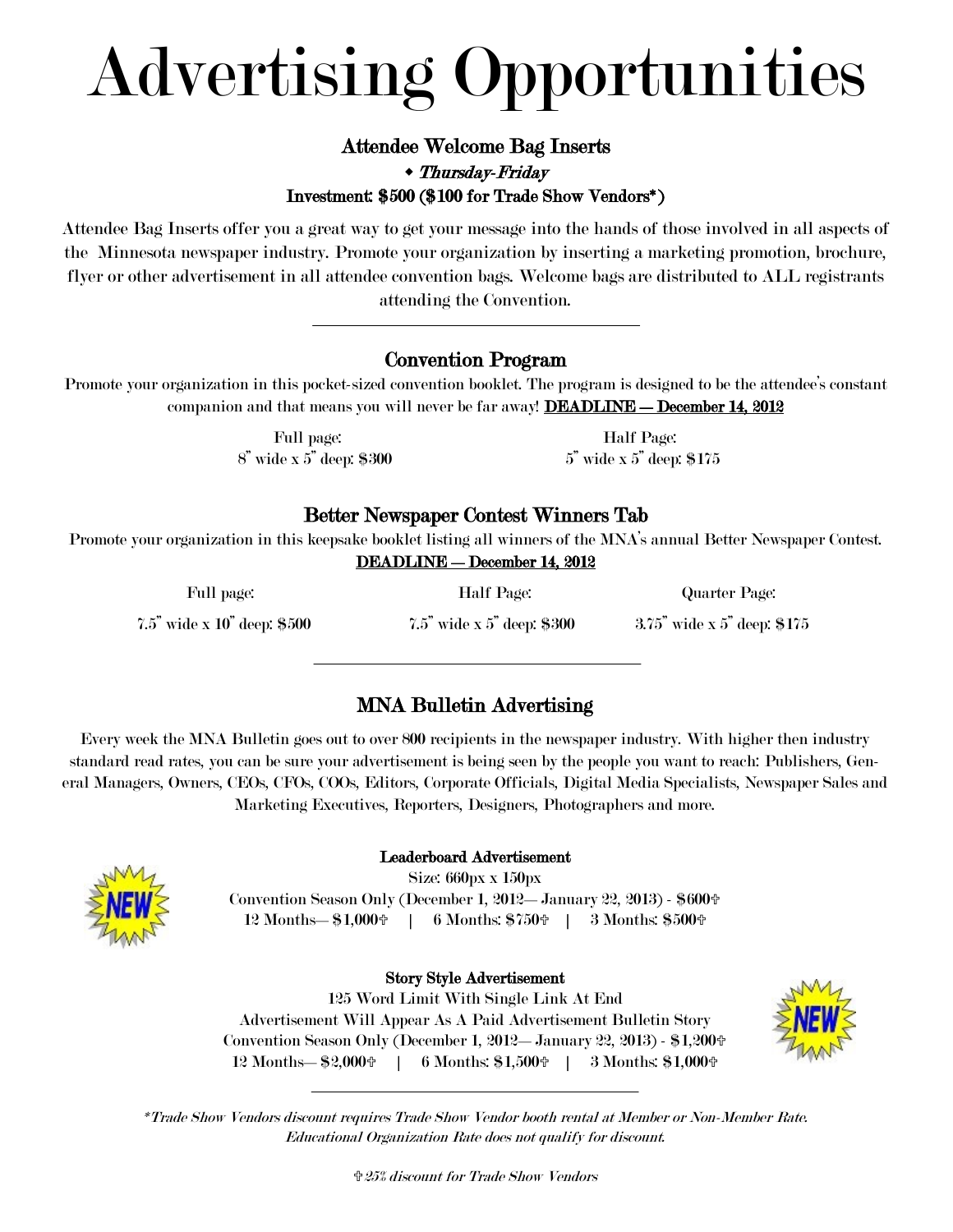# Advertising Opportunities

## Attendee Welcome Bag Inserts

**◆ *Thursday-Friday***

**Investment: $500 ($100 for Trade Show Vendors*)**

Attendee Bag Inserts offer you a great way to get your message into the hands of those involved in all aspects of the Minnesota newspaper industry. Promote your organization by inserting a marketing promotion, brochure, flyer or other advertisement in all attendee convention bags. Welcome bags are distributed to ALL registrants attending the Convention.

---

## Convention Program

Promote your organization in this pocket-sized convention booklet. The program is designed to be the attendee's constant companion and that means you will never be far away! **DEADLINE — December 14, 2012**

| Full page: | Half Page: |
|---|---|
| 8" wide x 5" deep: $300 | 5" wide x 5" deep: $175 |

## Better Newspaper Contest Winners Tab

Promote your organization in this keepsake booklet listing all winners of the MNA's annual Better Newspaper Contest.

**DEADLINE — December 14, 2012**

| Full page: | Half Page: | Quarter Page: |
|---|---|---|
| 7.5" wide x 10" deep: $500 | 7.5" wide x 5" deep: $300 | 3.75" wide x 5" deep: $175 |

---

## MNA Bulletin Advertising

Every week the MNA Bulletin goes out to over 800 recipients in the newspaper industry. With higher then industry standard read rates, you can be sure your advertisement is being seen by the people you want to reach: Publishers, General Managers, Owners, CEOs, CFOs, COOs, Editors, Corporate Officials, Digital Media Specialists, Newspaper Sales and Marketing Executives, Reporters, Designers, Photographers and more.

NEW

**Leaderboard Advertisement**

Size: 660px x 150px

Convention Season Only (December 1, 2012— January 22, 2013) - $600✞

12 Months— $1,000✞ | 6 Months: $750✞ | 3 Months: $500✞

**Story Style Advertisement**

125 Word Limit With Single Link At End

Advertisement Will Appear As A Paid Advertisement Bulletin Story

Convention Season Only (December 1, 2012— January 22, 2013) - $1,200✞

12 Months— $2,000✞ | 6 Months: $1,500✞ | 3 Months: $1,000✞

NEW

---

**Trade Show Vendors discount requires Trade Show Vendor booth rental at Member or Non-Member Rate. Educational Organization Rate does not qualify for discount.*

*✞ 25% discount for Trade Show Vendors*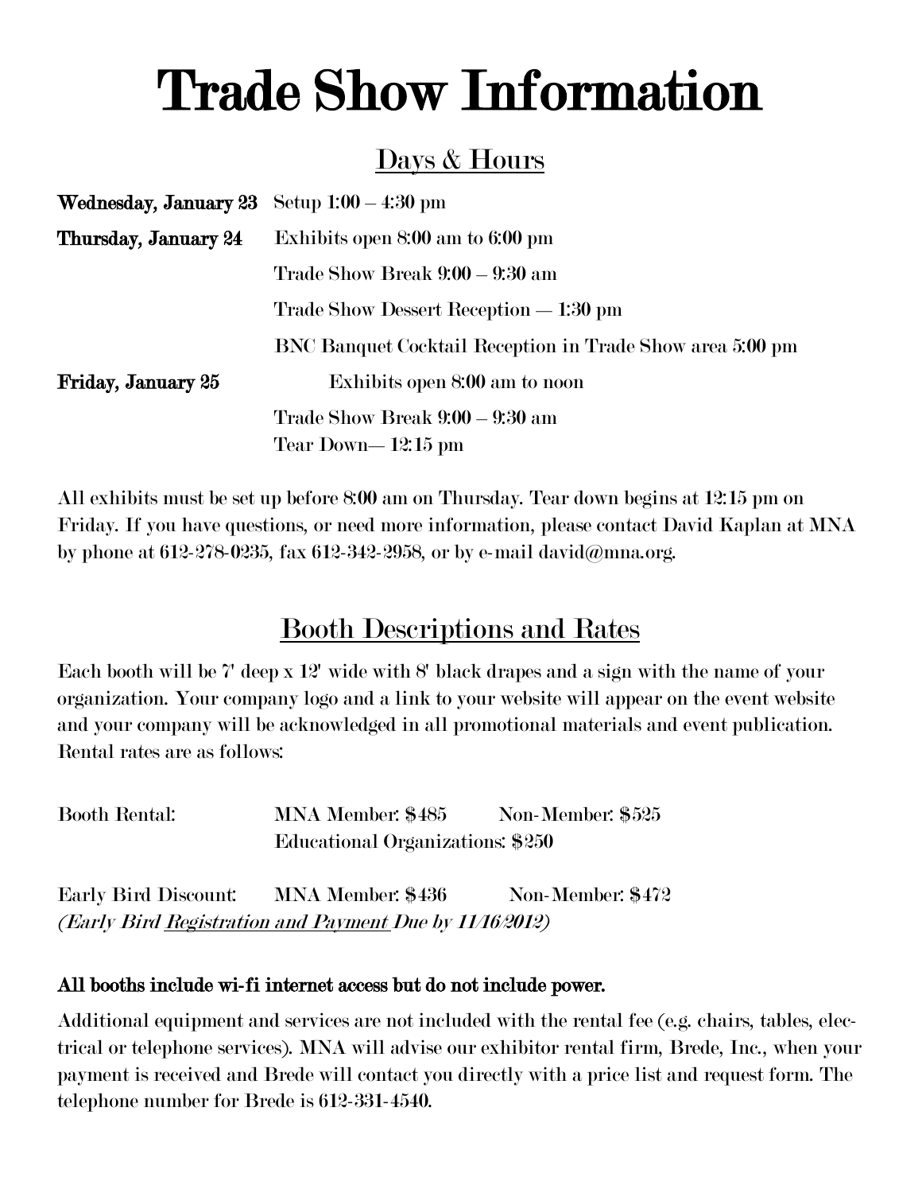# Trade Show Information

## Days & Hours

| | |
|---|---|
| **Wednesday, January 23** | Setup 1:00 – 4:30 pm |
| **Thursday, January 24** | Exhibits open 8:00 am to 6:00 pm |
| | Trade Show Break 9:00 – 9:30 am |
| | Trade Show Dessert Reception — 1:30 pm |
| | BNC Banquet Cocktail Reception in Trade Show area 5:00 pm |
| **Friday, January 25** | Exhibits open 8:00 am to noon |
| | Trade Show Break 9:00 – 9:30 am |
| | Tear Down— 12:15 pm |

All exhibits must be set up before 8:00 am on Thursday. Tear down begins at 12:15 pm on Friday. If you have questions, or need more information, please contact David Kaplan at MNA by phone at 612-278-0235, fax 612-342-2958, or by e-mail david@mna.org.

## Booth Descriptions and Rates

Each booth will be 7' deep x 12' wide with 8' black drapes and a sign with the name of your organization. Your company logo and a link to your website will appear on the event website and your company will be acknowledged in all promotional materials and event publication. Rental rates are as follows:

Booth Rental: MNA Member: $485 Non-Member: $525
Educational Organizations: $250

Early Bird Discount: MNA Member: $436 Non-Member: $472
*(Early Bird Registration and Payment Due by 11/16/2012)*

**All booths include wi-fi internet access but do not include power.**

Additional equipment and services are not included with the rental fee (e.g. chairs, tables, electrical or telephone services). MNA will advise our exhibitor rental firm, Brede, Inc., when your payment is received and Brede will contact you directly with a price list and request form. The telephone number for Brede is 612-331-4540.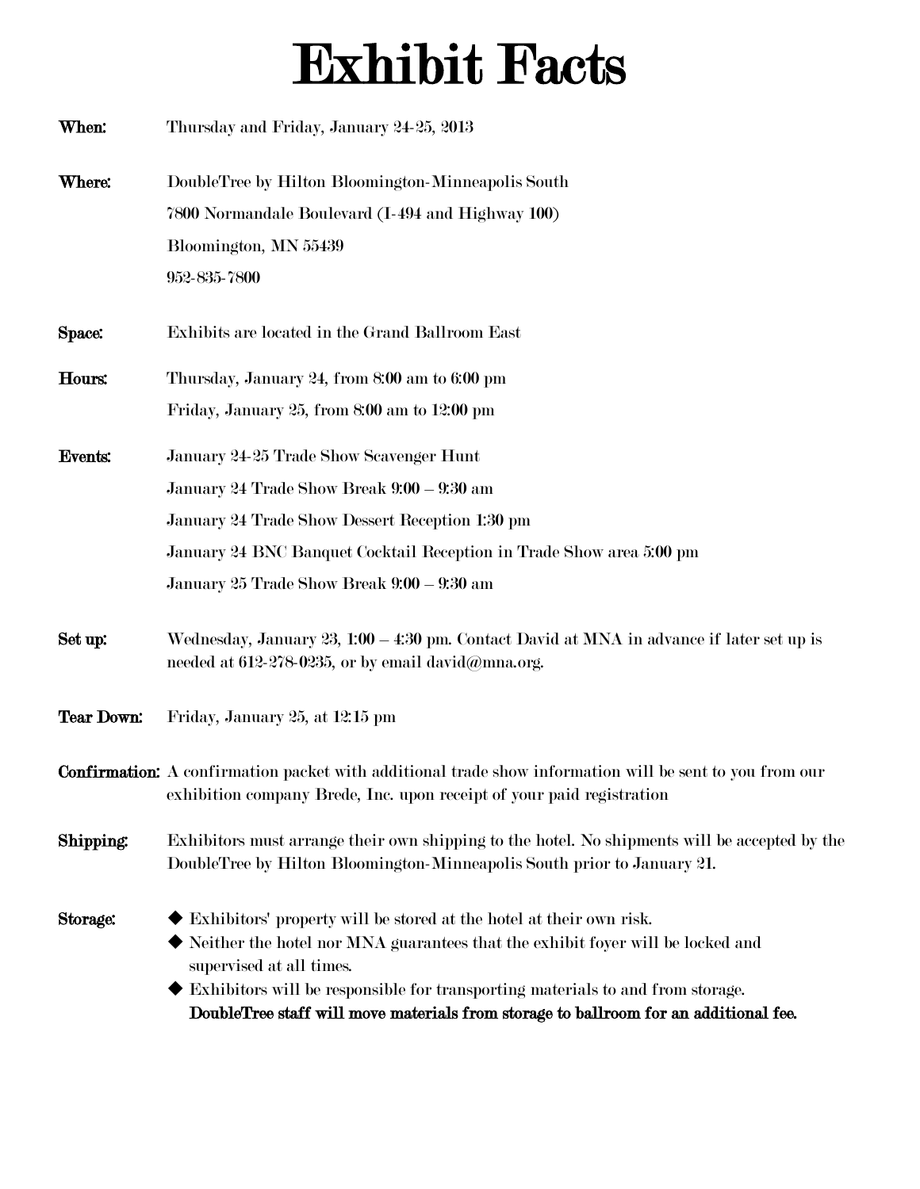# Exhibit Facts

**When:** Thursday and Friday, January 24-25, 2013

**Where:** DoubleTree by Hilton Bloomington-Minneapolis South
7800 Normandale Boulevard (I-494 and Highway 100)
Bloomington, MN 55439
952-835-7800

**Space:** Exhibits are located in the Grand Ballroom East

**Hours:** Thursday, January 24, from 8:00 am to 6:00 pm
Friday, January 25, from 8:00 am to 12:00 pm

**Events:** January 24-25 Trade Show Scavenger Hunt
January 24 Trade Show Break 9:00 – 9:30 am
January 24 Trade Show Dessert Reception 1:30 pm
January 24 BNC Banquet Cocktail Reception in Trade Show area 5:00 pm
January 25 Trade Show Break 9:00 – 9:30 am

**Set up:** Wednesday, January 23, 1:00 – 4:30 pm. Contact David at MNA in advance if later set up is needed at 612-278-0235, or by email david@mna.org.

**Tear Down:** Friday, January 25, at 12:15 pm

**Confirmation:** A confirmation packet with additional trade show information will be sent to you from our exhibition company Brede, Inc. upon receipt of your paid registration

**Shipping:** Exhibitors must arrange their own shipping to the hotel. No shipments will be accepted by the DoubleTree by Hilton Bloomington-Minneapolis South prior to January 21.

**Storage:**
- Exhibitors' property will be stored at the hotel at their own risk.
- Neither the hotel nor MNA guarantees that the exhibit foyer will be locked and supervised at all times.
- Exhibitors will be responsible for transporting materials to and from storage. **DoubleTree staff will move materials from storage to ballroom for an additional fee.**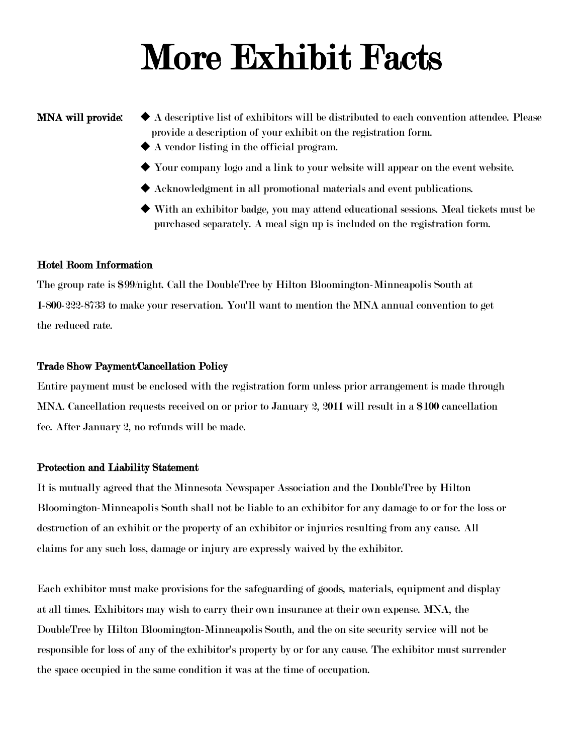# More Exhibit Facts

**MNA will provide:**

- A descriptive list of exhibitors will be distributed to each convention attendee. Please provide a description of your exhibit on the registration form.
- A vendor listing in the official program.
- Your company logo and a link to your website will appear on the event website.
- Acknowledgment in all promotional materials and event publications.
- With an exhibitor badge, you may attend educational sessions. Meal tickets must be purchased separately. A meal sign up is included on the registration form.

**Hotel Room Information**

The group rate is $99/night. Call the DoubleTree by Hilton Bloomington-Minneapolis South at 1-800-222-8733 to make your reservation. You'll want to mention the MNA annual convention to get the reduced rate.

**Trade Show Payment/Cancellation Policy**

Entire payment must be enclosed with the registration form unless prior arrangement is made through MNA. Cancellation requests received on or prior to January 2, 2011 will result in a $100 cancellation fee. After January 2, no refunds will be made.

**Protection and Liability Statement**

It is mutually agreed that the Minnesota Newspaper Association and the DoubleTree by Hilton Bloomington-Minneapolis South shall not be liable to an exhibitor for any damage to or for the loss or destruction of an exhibit or the property of an exhibitor or injuries resulting from any cause. All claims for any such loss, damage or injury are expressly waived by the exhibitor.

Each exhibitor must make provisions for the safeguarding of goods, materials, equipment and display at all times. Exhibitors may wish to carry their own insurance at their own expense. MNA, the DoubleTree by Hilton Bloomington-Minneapolis South, and the on site security service will not be responsible for loss of any of the exhibitor's property by or for any cause. The exhibitor must surrender the space occupied in the same condition it was at the time of occupation.